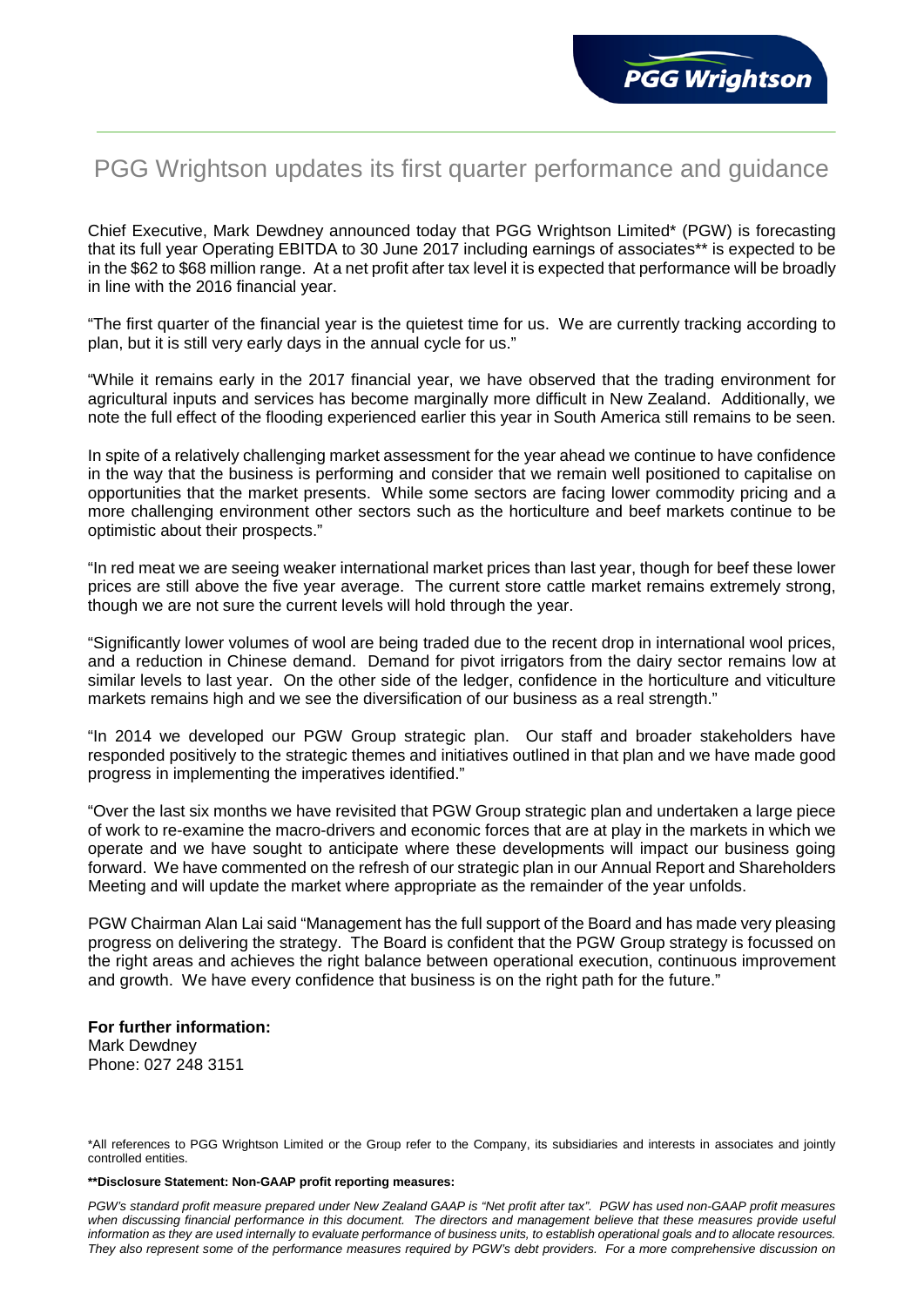# PGG Wrightson updates its first quarter performance and guidance

Chief Executive, Mark Dewdney announced today that PGG Wrightson Limited* (PGW) is forecasting that its full year Operating EBITDA to 30 June 2017 including earnings of associates** is expected to be in the $62 to $68 million range. At a net profit after tax level it is expected that performance will be broadly in line with the 2016 financial year.

"The first quarter of the financial year is the quietest time for us. We are currently tracking according to plan, but it is still very early days in the annual cycle for us."

"While it remains early in the 2017 financial year, we have observed that the trading environment for agricultural inputs and services has become marginally more difficult in New Zealand. Additionally, we note the full effect of the flooding experienced earlier this year in South America still remains to be seen.

In spite of a relatively challenging market assessment for the year ahead we continue to have confidence in the way that the business is performing and consider that we remain well positioned to capitalise on opportunities that the market presents. While some sectors are facing lower commodity pricing and a more challenging environment other sectors such as the horticulture and beef markets continue to be optimistic about their prospects."

"In red meat we are seeing weaker international market prices than last year, though for beef these lower prices are still above the five year average. The current store cattle market remains extremely strong, though we are not sure the current levels will hold through the year.

"Significantly lower volumes of wool are being traded due to the recent drop in international wool prices, and a reduction in Chinese demand. Demand for pivot irrigators from the dairy sector remains low at similar levels to last year. On the other side of the ledger, confidence in the horticulture and viticulture markets remains high and we see the diversification of our business as a real strength."

"In 2014 we developed our PGW Group strategic plan. Our staff and broader stakeholders have responded positively to the strategic themes and initiatives outlined in that plan and we have made good progress in implementing the imperatives identified."

"Over the last six months we have revisited that PGW Group strategic plan and undertaken a large piece of work to re-examine the macro-drivers and economic forces that are at play in the markets in which we operate and we have sought to anticipate where these developments will impact our business going forward. We have commented on the refresh of our strategic plan in our Annual Report and Shareholders Meeting and will update the market where appropriate as the remainder of the year unfolds.

PGW Chairman Alan Lai said "Management has the full support of the Board and has made very pleasing progress on delivering the strategy. The Board is confident that the PGW Group strategy is focussed on the right areas and achieves the right balance between operational execution, continuous improvement and growth. We have every confidence that business is on the right path for the future."

**For further information:**
Mark Dewdney
Phone: 027 248 3151

*All references to PGG Wrightson Limited or the Group refer to the Company, its subsidiaries and interests in associates and jointly controlled entities.

****Disclosure Statement: Non-GAAP profit reporting measures:**

*PGW's standard profit measure prepared under New Zealand GAAP is "Net profit after tax". PGW has used non-GAAP profit measures when discussing financial performance in this document. The directors and management believe that these measures provide useful information as they are used internally to evaluate performance of business units, to establish operational goals and to allocate resources. They also represent some of the performance measures required by PGW's debt providers. For a more comprehensive discussion on*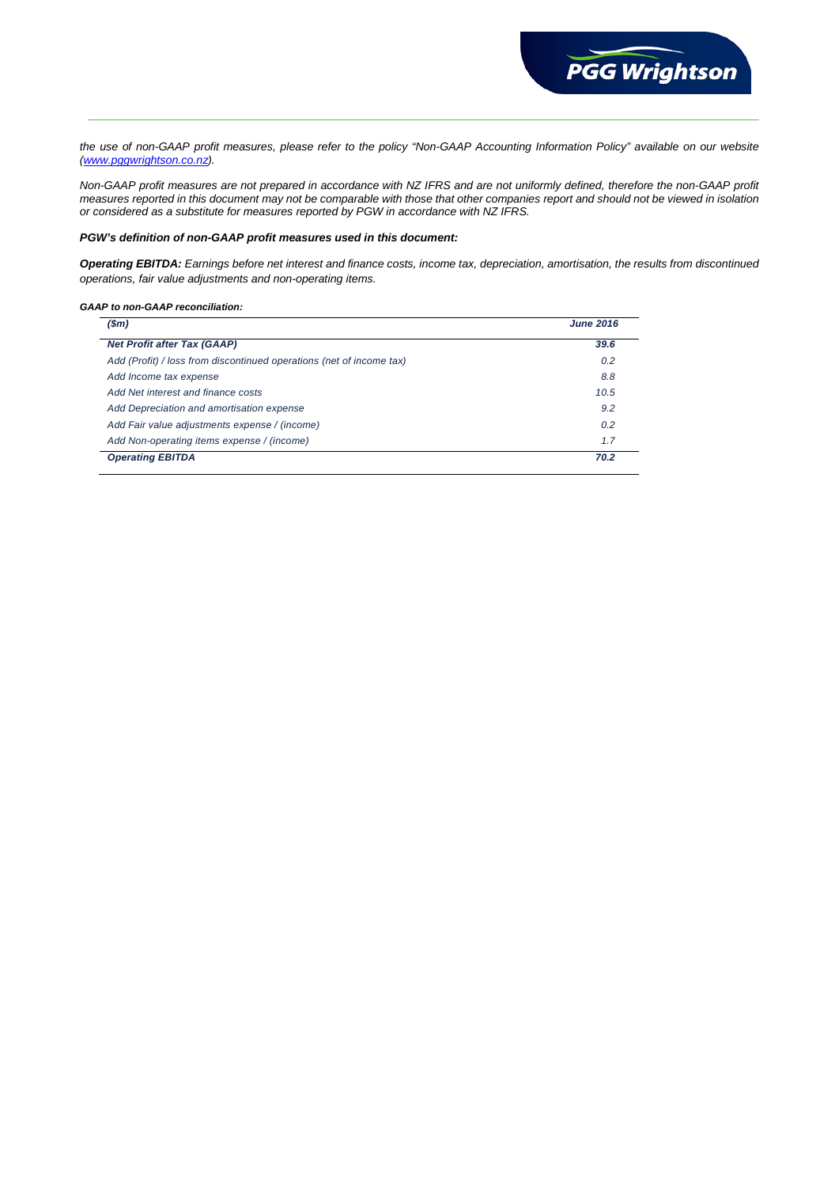*the use of non-GAAP profit measures, please refer to the policy "Non-GAAP Accounting Information Policy" available on our website ([www.pggwrightson.co.nz](http://www.pggwrightson.co.nz)).*

*Non-GAAP profit measures are not prepared in accordance with NZ IFRS and are not uniformly defined, therefore the non-GAAP profit measures reported in this document may not be comparable with those that other companies report and should not be viewed in isolation or considered as a substitute for measures reported by PGW in accordance with NZ IFRS.*

***PGW's definition of non-GAAP profit measures used in this document:***

***Operating EBITDA:*** *Earnings before net interest and finance costs, income tax, depreciation, amortisation, the results from discontinued operations, fair value adjustments and non-operating items.*

***GAAP to non-GAAP reconciliation:***

| ***($m)*** | ***June 2016*** |
|---|---|
| ***Net Profit after Tax (GAAP)*** | ***39.6*** |
| *Add (Profit) / loss from discontinued operations (net of income tax)* | *0.2* |
| *Add Income tax expense* | *8.8* |
| *Add Net interest and finance costs* | *10.5* |
| *Add Depreciation and amortisation expense* | *9.2* |
| *Add Fair value adjustments expense / (income)* | *0.2* |
| *Add Non-operating items expense / (income)* | *1.7* |
| ***Operating EBITDA*** | ***70.2*** |